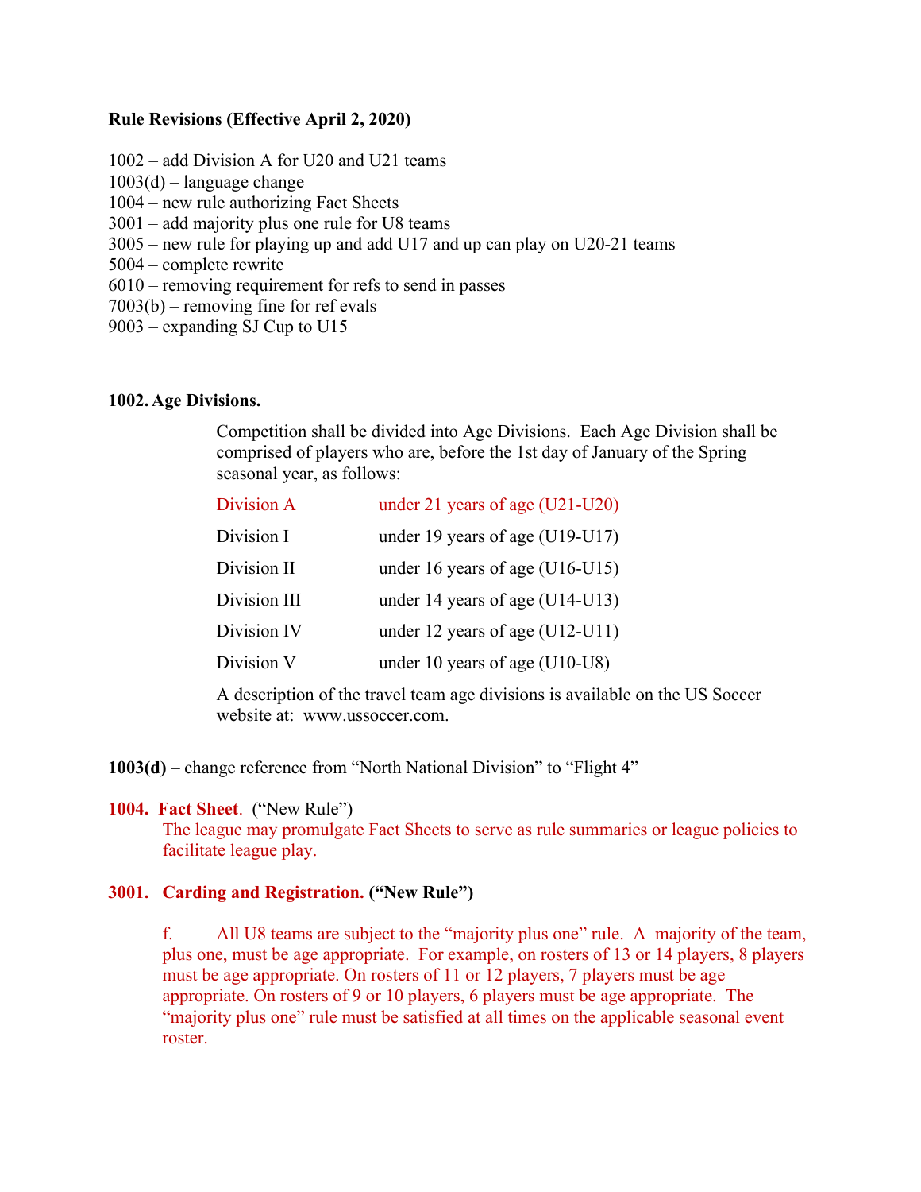**Rule Revisions (Effective April 2, 2020)**

1002 – add Division A for U20 and U21 teams
1003(d) – language change
1004 – new rule authorizing Fact Sheets
3001 – add majority plus one rule for U8 teams
3005 – new rule for playing up and add U17 and up can play on U20-21 teams
5004 – complete rewrite
6010 – removing requirement for refs to send in passes
7003(b) – removing fine for ref evals
9003 – expanding SJ Cup to U15

**1002. Age Divisions.**

Competition shall be divided into Age Divisions. Each Age Division shall be comprised of players who are, before the 1st day of January of the Spring seasonal year, as follows:

| | |
|---|---|
| Division A | under 21 years of age (U21-U20) |
| Division I | under 19 years of age (U19-U17) |
| Division II | under 16 years of age (U16-U15) |
| Division III | under 14 years of age (U14-U13) |
| Division IV | under 12 years of age (U12-U11) |
| Division V | under 10 years of age (U10-U8) |

A description of the travel team age divisions is available on the US Soccer website at: www.ussoccer.com.

**1003(d)** – change reference from "North National Division" to "Flight 4"

**1004. Fact Sheet**. ("New Rule")

The league may promulgate Fact Sheets to serve as rule summaries or league policies to facilitate league play.

**3001. Carding and Registration. ("New Rule")**

f. All U8 teams are subject to the "majority plus one" rule. A majority of the team, plus one, must be age appropriate. For example, on rosters of 13 or 14 players, 8 players must be age appropriate. On rosters of 11 or 12 players, 7 players must be age appropriate. On rosters of 9 or 10 players, 6 players must be age appropriate. The "majority plus one" rule must be satisfied at all times on the applicable seasonal event roster.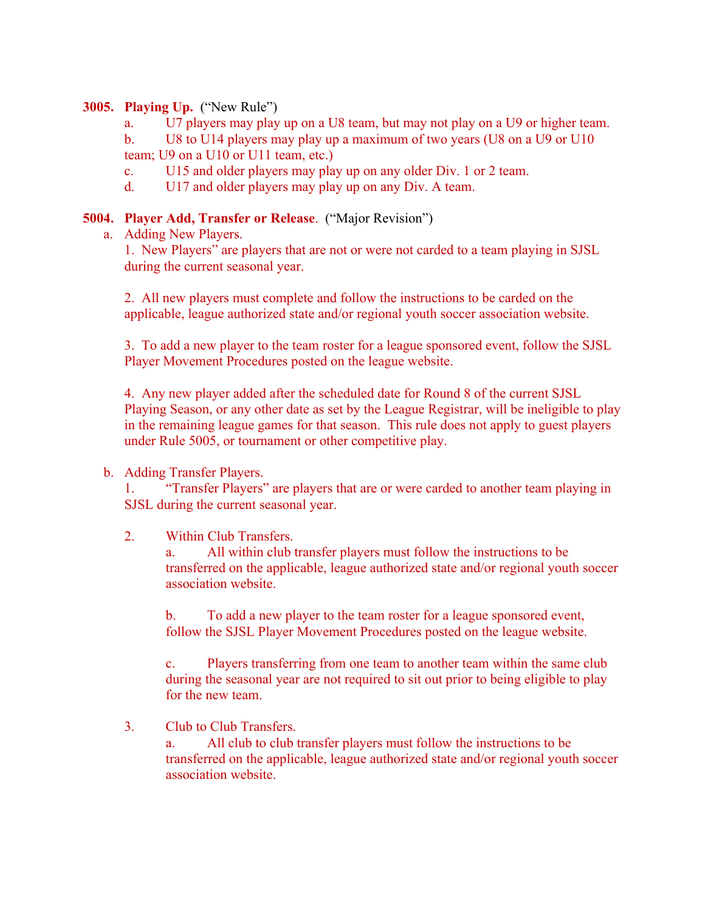**3005. Playing Up.** ("New Rule")

a. U7 players may play up on a U8 team, but may not play on a U9 or higher team.

b. U8 to U14 players may play up a maximum of two years (U8 on a U9 or U10 team; U9 on a U10 or U11 team, etc.)

c. U15 and older players may play up on any older Div. 1 or 2 team.

d. U17 and older players may play up on any Div. A team.

**5004. Player Add, Transfer or Release**. ("Major Revision")

a. Adding New Players.

1. New Players" are players that are not or were not carded to a team playing in SJSL during the current seasonal year.

2. All new players must complete and follow the instructions to be carded on the applicable, league authorized state and/or regional youth soccer association website.

3. To add a new player to the team roster for a league sponsored event, follow the SJSL Player Movement Procedures posted on the league website.

4. Any new player added after the scheduled date for Round 8 of the current SJSL Playing Season, or any other date as set by the League Registrar, will be ineligible to play in the remaining league games for that season. This rule does not apply to guest players under Rule 5005, or tournament or other competitive play.

b. Adding Transfer Players.

1. "Transfer Players" are players that are or were carded to another team playing in SJSL during the current seasonal year.

2. Within Club Transfers.

a. All within club transfer players must follow the instructions to be transferred on the applicable, league authorized state and/or regional youth soccer association website.

b. To add a new player to the team roster for a league sponsored event, follow the SJSL Player Movement Procedures posted on the league website.

c. Players transferring from one team to another team within the same club during the seasonal year are not required to sit out prior to being eligible to play for the new team.

3. Club to Club Transfers.

a. All club to club transfer players must follow the instructions to be transferred on the applicable, league authorized state and/or regional youth soccer association website.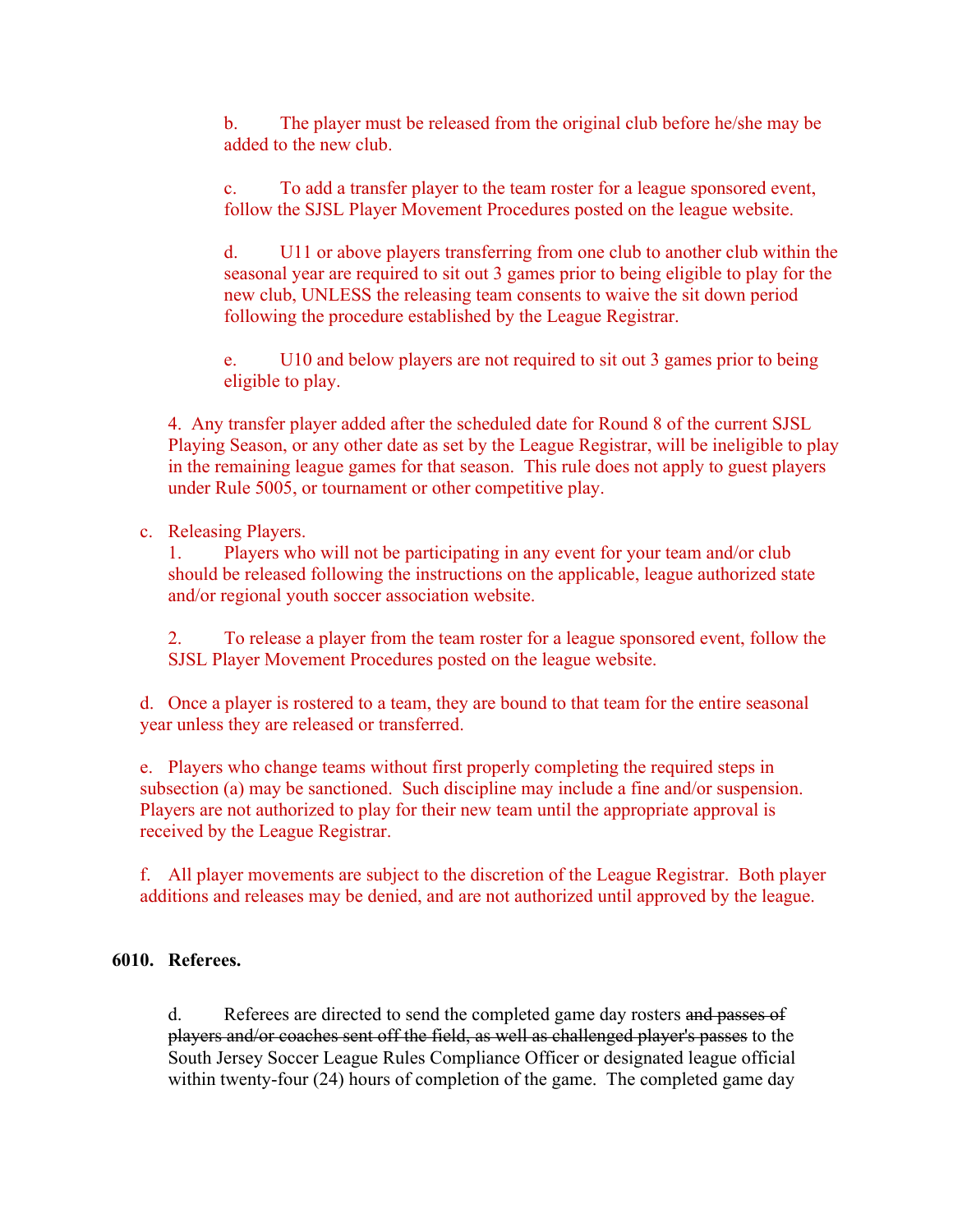b. The player must be released from the original club before he/she may be added to the new club.

c. To add a transfer player to the team roster for a league sponsored event, follow the SJSL Player Movement Procedures posted on the league website.

d. U11 or above players transferring from one club to another club within the seasonal year are required to sit out 3 games prior to being eligible to play for the new club, UNLESS the releasing team consents to waive the sit down period following the procedure established by the League Registrar.

e. U10 and below players are not required to sit out 3 games prior to being eligible to play.

4. Any transfer player added after the scheduled date for Round 8 of the current SJSL Playing Season, or any other date as set by the League Registrar, will be ineligible to play in the remaining league games for that season. This rule does not apply to guest players under Rule 5005, or tournament or other competitive play.

c. Releasing Players.

1. Players who will not be participating in any event for your team and/or club should be released following the instructions on the applicable, league authorized state and/or regional youth soccer association website.

2. To release a player from the team roster for a league sponsored event, follow the SJSL Player Movement Procedures posted on the league website.

d. Once a player is rostered to a team, they are bound to that team for the entire seasonal year unless they are released or transferred.

e. Players who change teams without first properly completing the required steps in subsection (a) may be sanctioned. Such discipline may include a fine and/or suspension. Players are not authorized to play for their new team until the appropriate approval is received by the League Registrar.

f. All player movements are subject to the discretion of the League Registrar. Both player additions and releases may be denied, and are not authorized until approved by the league.

**6010. Referees.**

d. Referees are directed to send the completed game day rosters ~~and passes of players and/or coaches sent off the field, as well as challenged player's passes~~ to the South Jersey Soccer League Rules Compliance Officer or designated league official within twenty-four (24) hours of completion of the game. The completed game day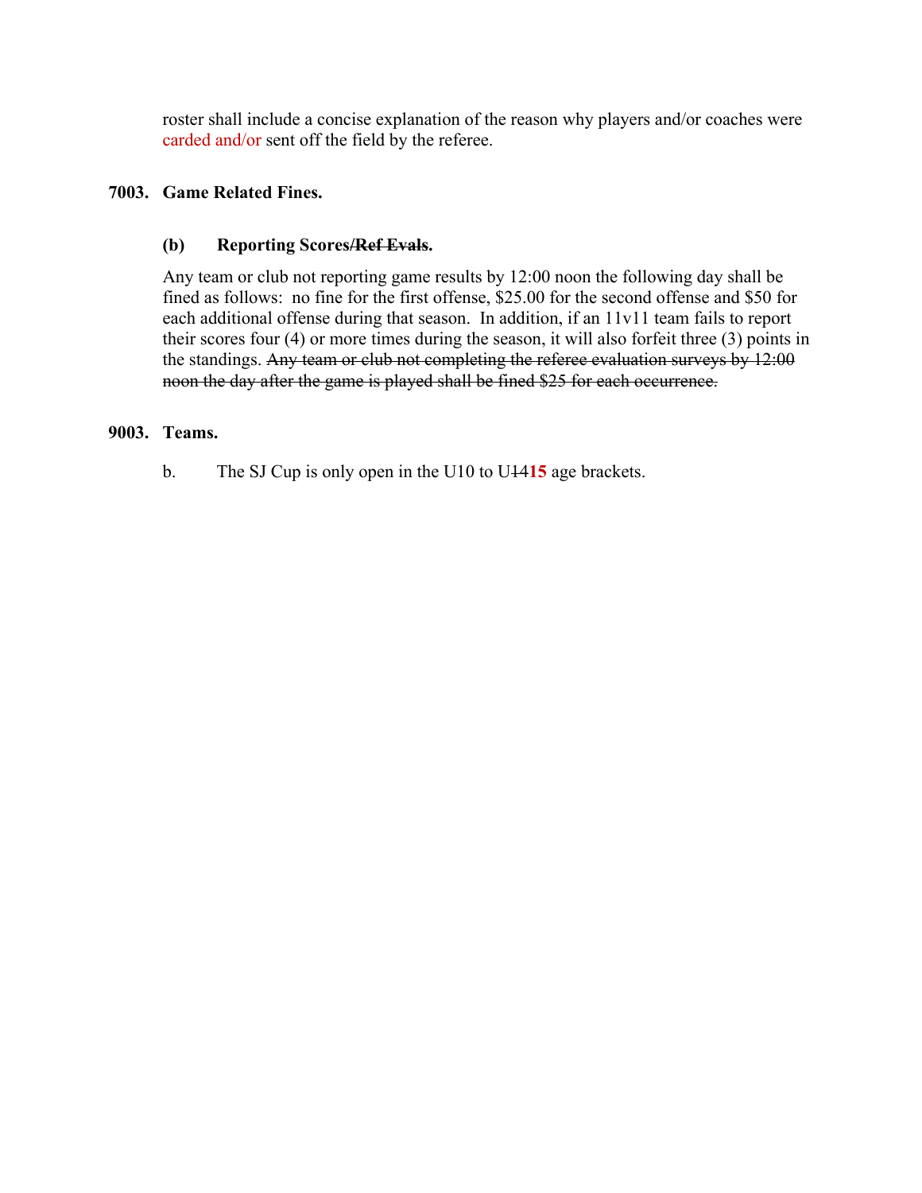roster shall include a concise explanation of the reason why players and/or coaches were carded and/or sent off the field by the referee.

**7003. Game Related Fines.**

**(b) Reporting Scores/~~Ref Evals~~.**

Any team or club not reporting game results by 12:00 noon the following day shall be fined as follows: no fine for the first offense, $25.00 for the second offense and $50 for each additional offense during that season. In addition, if an 11v11 team fails to report their scores four (4) or more times during the season, it will also forfeit three (3) points in the standings. ~~Any team or club not completing the referee evaluation surveys by 12:00 noon the day after the game is played shall be fined $25 for each occurrence.~~

**9003. Teams.**

b. The SJ Cup is only open in the U10 to U~~14~~**15** age brackets.